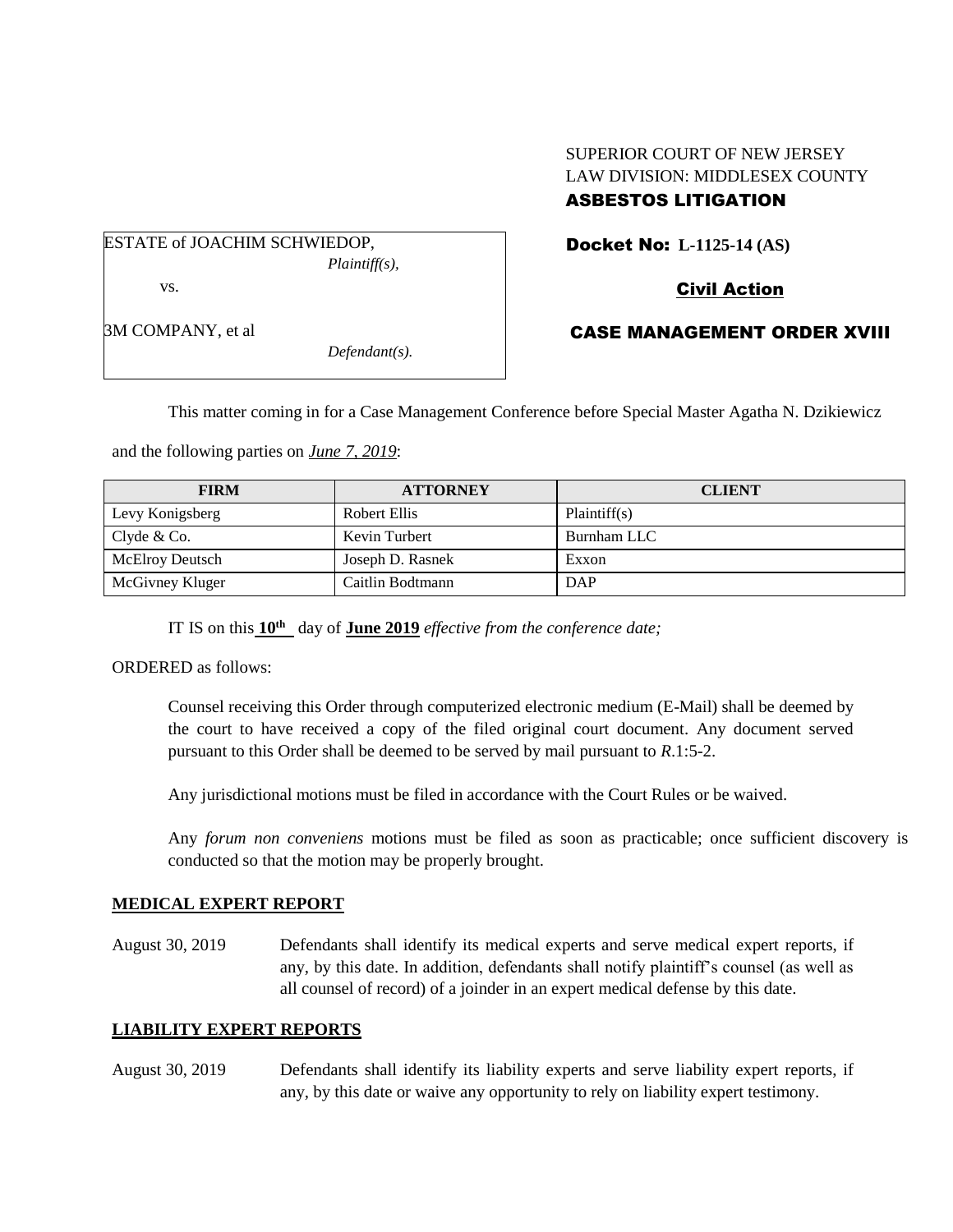SUPERIOR COURT OF NEW JERSEY
LAW DIVISION: MIDDLESEX COUNTY
**ASBESTOS LITIGATION**

ESTATE of JOACHIM SCHWIEDOP,
*Plaintiff(s),*

vs.

3M COMPANY, et al
*Defendant(s).*

**Docket No: L-1125-14 (AS)**

**Civil Action**

**CASE MANAGEMENT ORDER XVIII**

This matter coming in for a Case Management Conference before Special Master Agatha N. Dzikiewicz and the following parties on ***June 7, 2019***:

| FIRM | ATTORNEY | CLIENT |
|---|---|---|
| Levy Konigsberg | Robert Ellis | Plaintiff(s) |
| Clyde & Co. | Kevin Turbert | Burnham LLC |
| McElroy Deutsch | Joseph D. Rasnek | Exxon |
| McGivney Kluger | Caitlin Bodtmann | DAP |

IT IS on this **10th** day of **June 2019** *effective from the conference date;*

ORDERED as follows:

Counsel receiving this Order through computerized electronic medium (E-Mail) shall be deemed by the court to have received a copy of the filed original court document. Any document served pursuant to this Order shall be deemed to be served by mail pursuant to *R*.1:5-2.

Any jurisdictional motions must be filed in accordance with the Court Rules or be waived.

Any *forum non conveniens* motions must be filed as soon as practicable; once sufficient discovery is conducted so that the motion may be properly brought.

## MEDICAL EXPERT REPORT

August 30, 2019 Defendants shall identify its medical experts and serve medical expert reports, if any, by this date. In addition, defendants shall notify plaintiff's counsel (as well as all counsel of record) of a joinder in an expert medical defense by this date.

## LIABILITY EXPERT REPORTS

August 30, 2019 Defendants shall identify its liability experts and serve liability expert reports, if any, by this date or waive any opportunity to rely on liability expert testimony.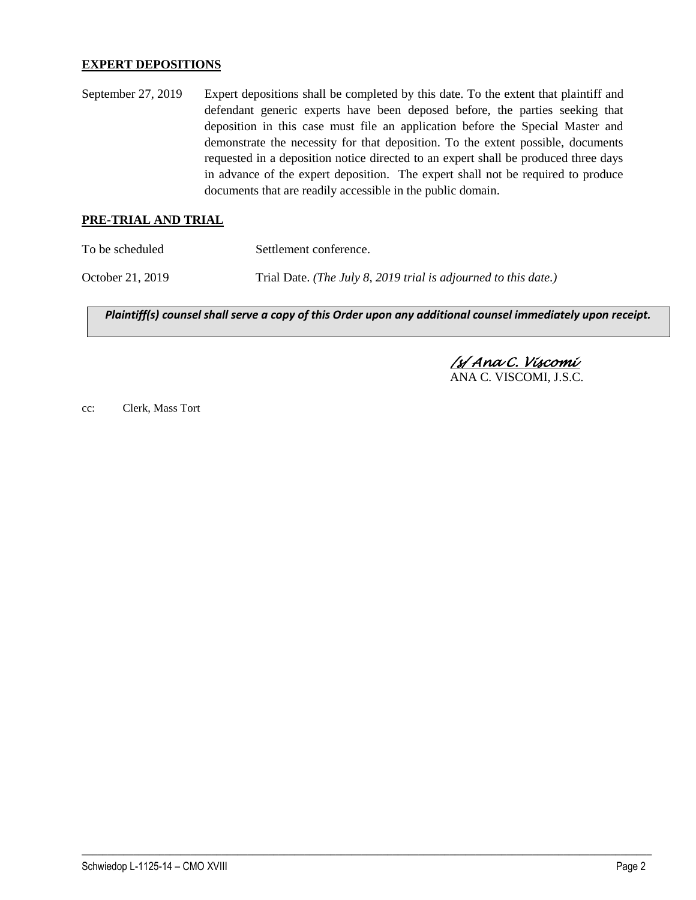## EXPERT DEPOSITIONS

| | |
|---|---|
| September 27, 2019 | Expert depositions shall be completed by this date. To the extent that plaintiff and defendant generic experts have been deposed before, the parties seeking that deposition in this case must file an application before the Special Master and demonstrate the necessity for that deposition. To the extent possible, documents requested in a deposition notice directed to an expert shall be produced three days in advance of the expert deposition. The expert shall not be required to produce documents that are readily accessible in the public domain. |

## PRE-TRIAL AND TRIAL

| | |
|---|---|
| To be scheduled | Settlement conference. |
| October 21, 2019 | Trial Date. *(The July 8, 2019 trial is adjourned to this date.)* |

***Plaintiff(s) counsel shall serve a copy of this Order upon any additional counsel immediately upon receipt.***

*/s/ Ana C. Viscomi*
ANA C. VISCOMI, J.S.C.

cc: Clerk, Mass Tort